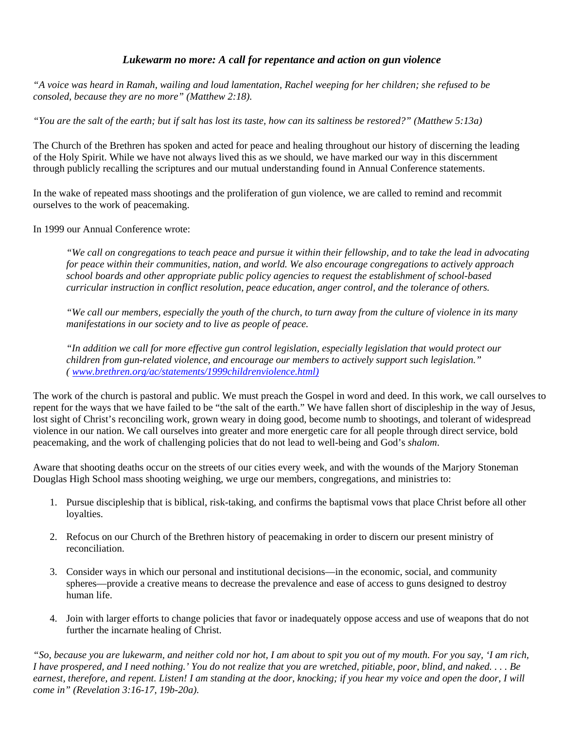## *Lukewarm no more: A call for repentance and action on gun violence*

*"A voice was heard in Ramah, wailing and loud lamentation, Rachel weeping for her children; she refused to be consoled, because they are no more" (Matthew 2:18).*

*"You are the salt of the earth; but if salt has lost its taste, how can its saltiness be restored?" (Matthew 5:13a)*

The Church of the Brethren has spoken and acted for peace and healing throughout our history of discerning the leading of the Holy Spirit. While we have not always lived this as we should, we have marked our way in this discernment through publicly recalling the scriptures and our mutual understanding found in Annual Conference statements.

In the wake of repeated mass shootings and the proliferation of gun violence, we are called to remind and recommit ourselves to the work of peacemaking.

In 1999 our Annual Conference wrote:

> *"We call on congregations to teach peace and pursue it within their fellowship, and to take the lead in advocating for peace within their communities, nation, and world. We also encourage congregations to actively approach school boards and other appropriate public policy agencies to request the establishment of school-based curricular instruction in conflict resolution, peace education, anger control, and the tolerance of others.*
>
> *"We call our members, especially the youth of the church, to turn away from the culture of violence in its many manifestations in our society and to live as people of peace.*
>
> *"In addition we call for more effective gun control legislation, especially legislation that would protect our children from gun-related violence, and encourage our members to actively support such legislation." ( www.brethren.org/ac/statements/1999childrenviolence.html)*

The work of the church is pastoral and public. We must preach the Gospel in word and deed. In this work, we call ourselves to repent for the ways that we have failed to be "the salt of the earth." We have fallen short of discipleship in the way of Jesus, lost sight of Christ's reconciling work, grown weary in doing good, become numb to shootings, and tolerant of widespread violence in our nation. We call ourselves into greater and more energetic care for all people through direct service, bold peacemaking, and the work of challenging policies that do not lead to well-being and God's *shalom*.

Aware that shooting deaths occur on the streets of our cities every week, and with the wounds of the Marjory Stoneman Douglas High School mass shooting weighing, we urge our members, congregations, and ministries to:

1. Pursue discipleship that is biblical, risk-taking, and confirms the baptismal vows that place Christ before all other loyalties.

2. Refocus on our Church of the Brethren history of peacemaking in order to discern our present ministry of reconciliation.

3. Consider ways in which our personal and institutional decisions—in the economic, social, and community spheres—provide a creative means to decrease the prevalence and ease of access to guns designed to destroy human life.

4. Join with larger efforts to change policies that favor or inadequately oppose access and use of weapons that do not further the incarnate healing of Christ.

*"So, because you are lukewarm, and neither cold nor hot, I am about to spit you out of my mouth. For you say, 'I am rich, I have prospered, and I need nothing.' You do not realize that you are wretched, pitiable, poor, blind, and naked. . . . Be earnest, therefore, and repent. Listen! I am standing at the door, knocking; if you hear my voice and open the door, I will come in" (Revelation 3:16-17, 19b-20a).*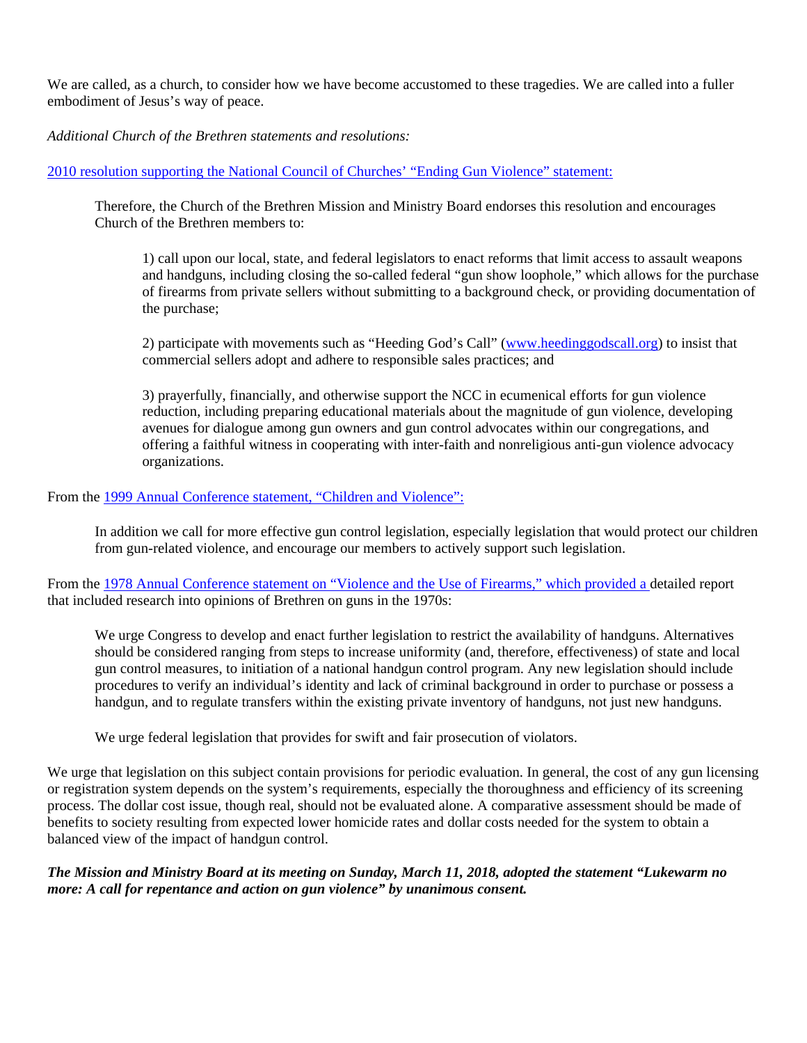We are called, as a church, to consider how we have become accustomed to these tragedies. We are called into a fuller embodiment of Jesus's way of peace.

*Additional Church of the Brethren statements and resolutions:*

2010 resolution supporting the National Council of Churches' "Ending Gun Violence" statement:

> Therefore, the Church of the Brethren Mission and Ministry Board endorses this resolution and encourages Church of the Brethren members to:
>
> > 1) call upon our local, state, and federal legislators to enact reforms that limit access to assault weapons and handguns, including closing the so-called federal "gun show loophole," which allows for the purchase of firearms from private sellers without submitting to a background check, or providing documentation of the purchase;
> >
> > 2) participate with movements such as "Heeding God's Call" (www.heedinggodscall.org) to insist that commercial sellers adopt and adhere to responsible sales practices; and
> >
> > 3) prayerfully, financially, and otherwise support the NCC in ecumenical efforts for gun violence reduction, including preparing educational materials about the magnitude of gun violence, developing avenues for dialogue among gun owners and gun control advocates within our congregations, and offering a faithful witness in cooperating with inter-faith and nonreligious anti-gun violence advocacy organizations.

From the 1999 Annual Conference statement, "Children and Violence":

> In addition we call for more effective gun control legislation, especially legislation that would protect our children from gun-related violence, and encourage our members to actively support such legislation.

From the 1978 Annual Conference statement on "Violence and the Use of Firearms," which provided a detailed report that included research into opinions of Brethren on guns in the 1970s:

> We urge Congress to develop and enact further legislation to restrict the availability of handguns. Alternatives should be considered ranging from steps to increase uniformity (and, therefore, effectiveness) of state and local gun control measures, to initiation of a national handgun control program. Any new legislation should include procedures to verify an individual's identity and lack of criminal background in order to purchase or possess a handgun, and to regulate transfers within the existing private inventory of handguns, not just new handguns.
>
> We urge federal legislation that provides for swift and fair prosecution of violators.

We urge that legislation on this subject contain provisions for periodic evaluation. In general, the cost of any gun licensing or registration system depends on the system's requirements, especially the thoroughness and efficiency of its screening process. The dollar cost issue, though real, should not be evaluated alone. A comparative assessment should be made of benefits to society resulting from expected lower homicide rates and dollar costs needed for the system to obtain a balanced view of the impact of handgun control.

***The Mission and Ministry Board at its meeting on Sunday, March 11, 2018, adopted the statement "Lukewarm no more: A call for repentance and action on gun violence" by unanimous consent.***